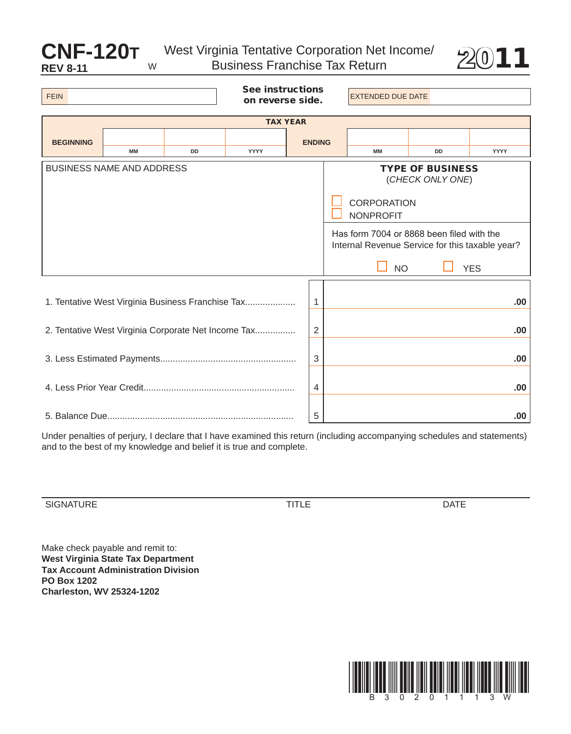# CNF-120T

**REV 8-11** W

## West Virginia Tentative Corporation Net Income/ Business Franchise Tax Return

**2011**

| FEIN | | **See instructions on reverse side.** | EXTENDED DUE DATE | |
|---|---|---|---|---|

| **TAX YEAR** | | | | | | | |
|---|---|---|---|---|---|---|---|
| **BEGINNING** | | | | **ENDING** | | | |
| | MM | DD | YYYY | | MM | DD | YYYY |

| BUSINESS NAME AND ADDRESS | **TYPE OF BUSINESS** (*CHECK ONLY ONE*) ☐ CORPORATION ☐ NONPROFIT |
|---|---|
| | Has form 7004 or 8868 been filed with the Internal Revenue Service for this taxable year? ☐ NO ☐ YES |

| | | |
|---|---|---|
| 1. Tentative West Virginia Business Franchise Tax.................... | 1 | .00 |
| 2. Tentative West Virginia Corporate Net Income Tax................ | 2 | .00 |
| 3. Less Estimated Payments...................................................... | 3 | .00 |
| 4. Less Prior Year Credit............................................................ | 4 | .00 |
| 5. Balance Due.......................................................................... | 5 | .00 |

Under penalties of perjury, I declare that I have examined this return (including accompanying schedules and statements) and to the best of my knowledge and belief it is true and complete.

| SIGNATURE | TITLE | DATE |
|---|---|---|

Make check payable and remit to:
**West Virginia State Tax Department**
**Tax Account Administration Division**
**PO Box 1202**
**Charleston, WV 25324-1202**

B 3 0 2 0 1 1 1 3 W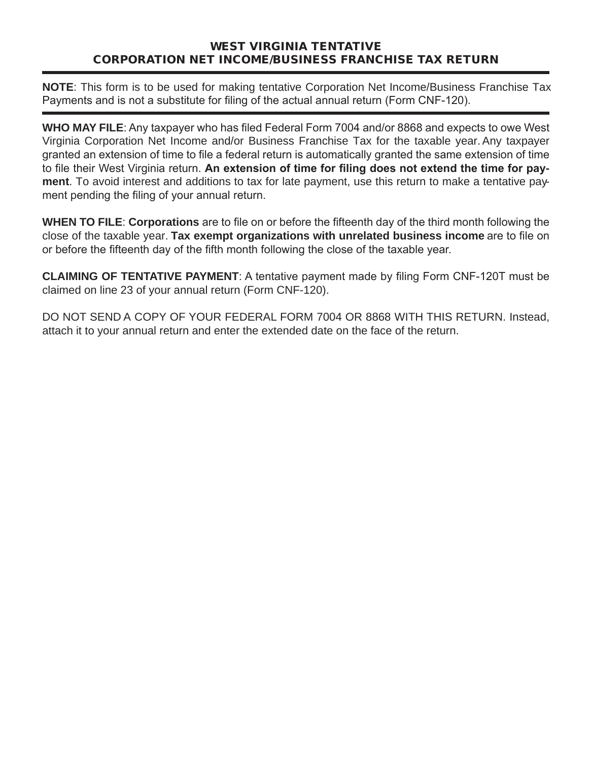# WEST VIRGINIA TENTATIVE
# CORPORATION NET INCOME/BUSINESS FRANCHISE TAX RETURN

**NOTE**: This form is to be used for making tentative Corporation Net Income/Business Franchise Tax Payments and is not a substitute for filing of the actual annual return (Form CNF-120).

**WHO MAY FILE**: Any taxpayer who has filed Federal Form 7004 and/or 8868 and expects to owe West Virginia Corporation Net Income and/or Business Franchise Tax for the taxable year. Any taxpayer granted an extension of time to file a federal return is automatically granted the same extension of time to file their West Virginia return. **An extension of time for filing does not extend the time for payment**. To avoid interest and additions to tax for late payment, use this return to make a tentative payment pending the filing of your annual return.

**WHEN TO FILE**: **Corporations** are to file on or before the fifteenth day of the third month following the close of the taxable year. **Tax exempt organizations with unrelated business income** are to file on or before the fifteenth day of the fifth month following the close of the taxable year.

**CLAIMING OF TENTATIVE PAYMENT**: A tentative payment made by filing Form CNF-120T must be claimed on line 23 of your annual return (Form CNF-120).

DO NOT SEND A COPY OF YOUR FEDERAL FORM 7004 OR 8868 WITH THIS RETURN. Instead, attach it to your annual return and enter the extended date on the face of the return.